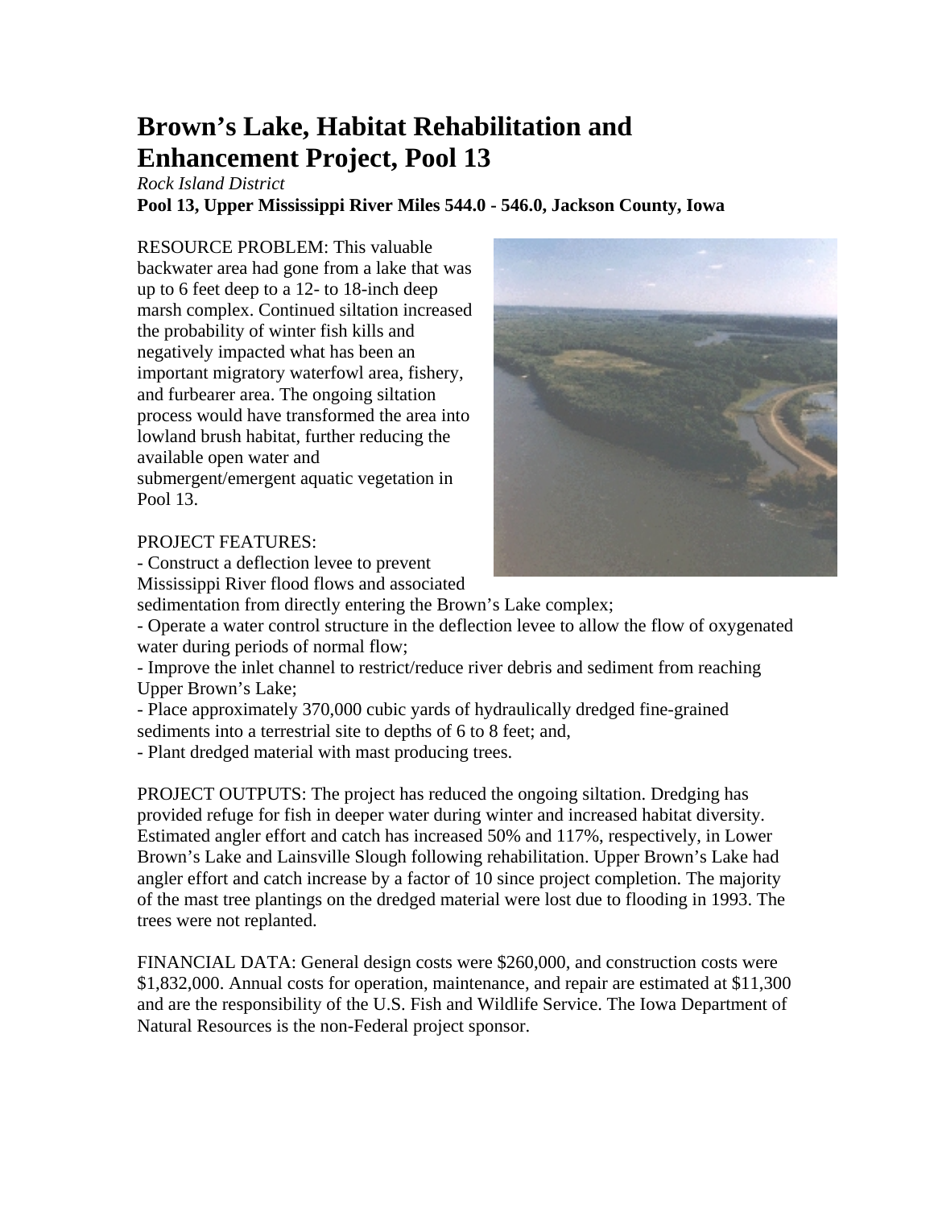# Brown's Lake, Habitat Rehabilitation and Enhancement Project, Pool 13

*Rock Island District*

**Pool 13, Upper Mississippi River Miles 544.0 - 546.0, Jackson County, Iowa**

RESOURCE PROBLEM: This valuable backwater area had gone from a lake that was up to 6 feet deep to a 12- to 18-inch deep marsh complex. Continued siltation increased the probability of winter fish kills and negatively impacted what has been an important migratory waterfowl area, fishery, and furbearer area. The ongoing siltation process would have transformed the area into lowland brush habitat, further reducing the available open water and submergent/emergent aquatic vegetation in Pool 13.

PROJECT FEATURES:

- Construct a deflection levee to prevent Mississippi River flood flows and associated sedimentation from directly entering the Brown's Lake complex;
- Operate a water control structure in the deflection levee to allow the flow of oxygenated water during periods of normal flow;
- Improve the inlet channel to restrict/reduce river debris and sediment from reaching Upper Brown's Lake;
- Place approximately 370,000 cubic yards of hydraulically dredged fine-grained sediments into a terrestrial site to depths of 6 to 8 feet; and,
- Plant dredged material with mast producing trees.

PROJECT OUTPUTS: The project has reduced the ongoing siltation. Dredging has provided refuge for fish in deeper water during winter and increased habitat diversity. Estimated angler effort and catch has increased 50% and 117%, respectively, in Lower Brown's Lake and Lainsville Slough following rehabilitation. Upper Brown's Lake had angler effort and catch increase by a factor of 10 since project completion. The majority of the mast tree plantings on the dredged material were lost due to flooding in 1993. The trees were not replanted.

FINANCIAL DATA: General design costs were $260,000, and construction costs were $1,832,000. Annual costs for operation, maintenance, and repair are estimated at $11,300 and are the responsibility of the U.S. Fish and Wildlife Service. The Iowa Department of Natural Resources is the non-Federal project sponsor.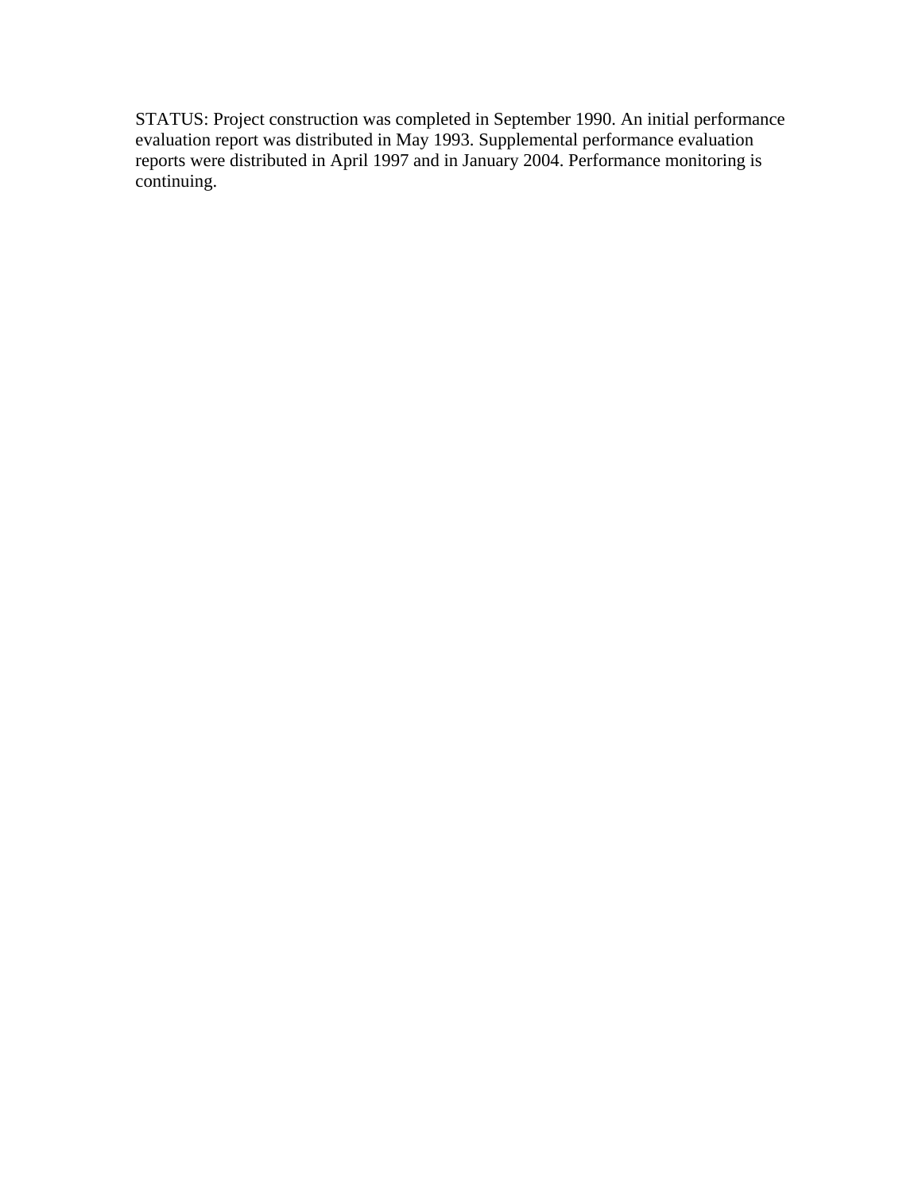STATUS: Project construction was completed in September 1990. An initial performance evaluation report was distributed in May 1993. Supplemental performance evaluation reports were distributed in April 1997 and in January 2004. Performance monitoring is continuing.